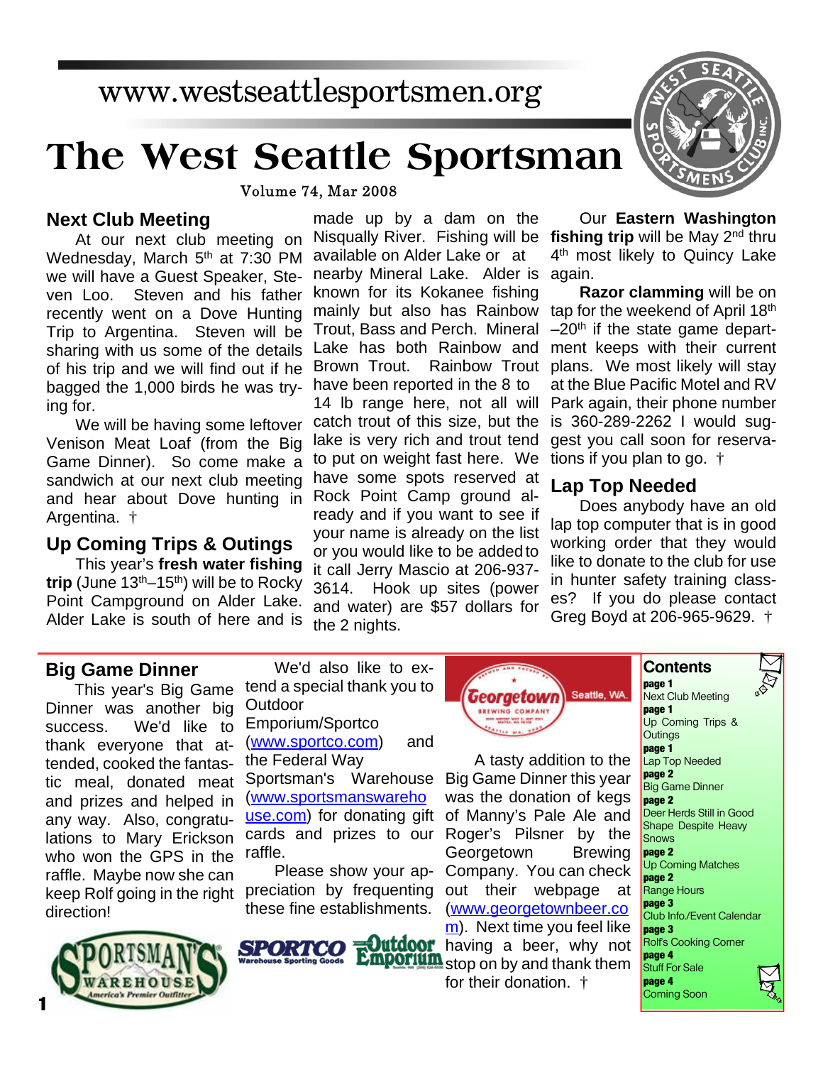www.westseattlesportsmen.org

# The West Seattle Sportsman

Volume 74, Mar 2008

## Next Club Meeting

At our next club meeting on Wednesday, March 5th at 7:30 PM we will have a Guest Speaker, Steven Loo. Steven and his father recently went on a Dove Hunting Trip to Argentina. Steven will be sharing with us some of the details of his trip and we will find out if he bagged the 1,000 birds he was trying for.

We will be having some leftover Venison Meat Loaf (from the Big Game Dinner). So come make a sandwich at our next club meeting and hear about Dove hunting in Argentina. †

## Up Coming Trips & Outings

This year's **fresh water fishing trip** (June 13th–15th) will be to Rocky Point Campground on Alder Lake. Alder Lake is south of here and is made up by a dam on the Nisqually River. Fishing will be available on Alder Lake or at nearby Mineral Lake. Alder is known for its Kokanee fishing mainly but also has Rainbow Trout, Bass and Perch. Mineral Lake has both Rainbow and Brown Trout. Rainbow Trout have been reported in the 8 to 14 lb range here, not all will catch trout of this size, but the lake is very rich and trout tend to put on weight fast here. We have some spots reserved at Rock Point Camp ground already and if you want to see if your name is already on the list or you would like to be added to it call Jerry Mascio at 206-937-3614. Hook up sites (power and water) are $57 dollars for the 2 nights.

Our **Eastern Washington fishing trip** will be May 2nd thru 4th most likely to Quincy Lake again.

**Razor clamming** will be on tap for the weekend of April 18th –20th if the state game department keeps with their current plans. We most likely will stay at the Blue Pacific Motel and RV Park again, their phone number is 360-289-2262 I would suggest you call soon for reservations if you plan to go. †

## Lap Top Needed

Does anybody have an old lap top computer that is in good working order that they would like to donate to the club for use in hunter safety training classes? If you do please contact Greg Boyd at 206-965-9629. †

## Big Game Dinner

This year's Big Game Dinner was another big success. We'd like to thank everyone that attended, cooked the fantastic meal, donated meat and prizes and helped in any way. Also, congratulations to Mary Erickson who won the GPS in the raffle. Maybe now she can keep Rolf going in the right direction!

We'd also like to extend a special thank you to Outdoor Emporium/Sportco (www.sportco.com) and the Federal Way Sportsman's Warehouse (www.sportsmanswarehouse.com) for donating gift cards and prizes to our raffle.

Please show your appreciation by frequenting these fine establishments.

A tasty addition to the Big Game Dinner this year was the donation of kegs of Manny's Pale Ale and Roger's Pilsner by the Georgetown Brewing Company. You can check out their webpage at (www.georgetownbeer.com). Next time you feel like having a beer, why not stop on by and thank them for their donation. †

## Contents

**page 1** Next Club Meeting
**page 1** Up Coming Trips & Outings
**page 1** Lap Top Needed
**page 2** Big Game Dinner
**page 2** Deer Herds Still in Good Shape Despite Heavy Snows
**page 2** Up Coming Matches
**page 2** Range Hours
**page 3** Club Info./Event Calendar
**page 3** Rolf's Cooking Corner
**page 4** Stuff For Sale
**page 4** Coming Soon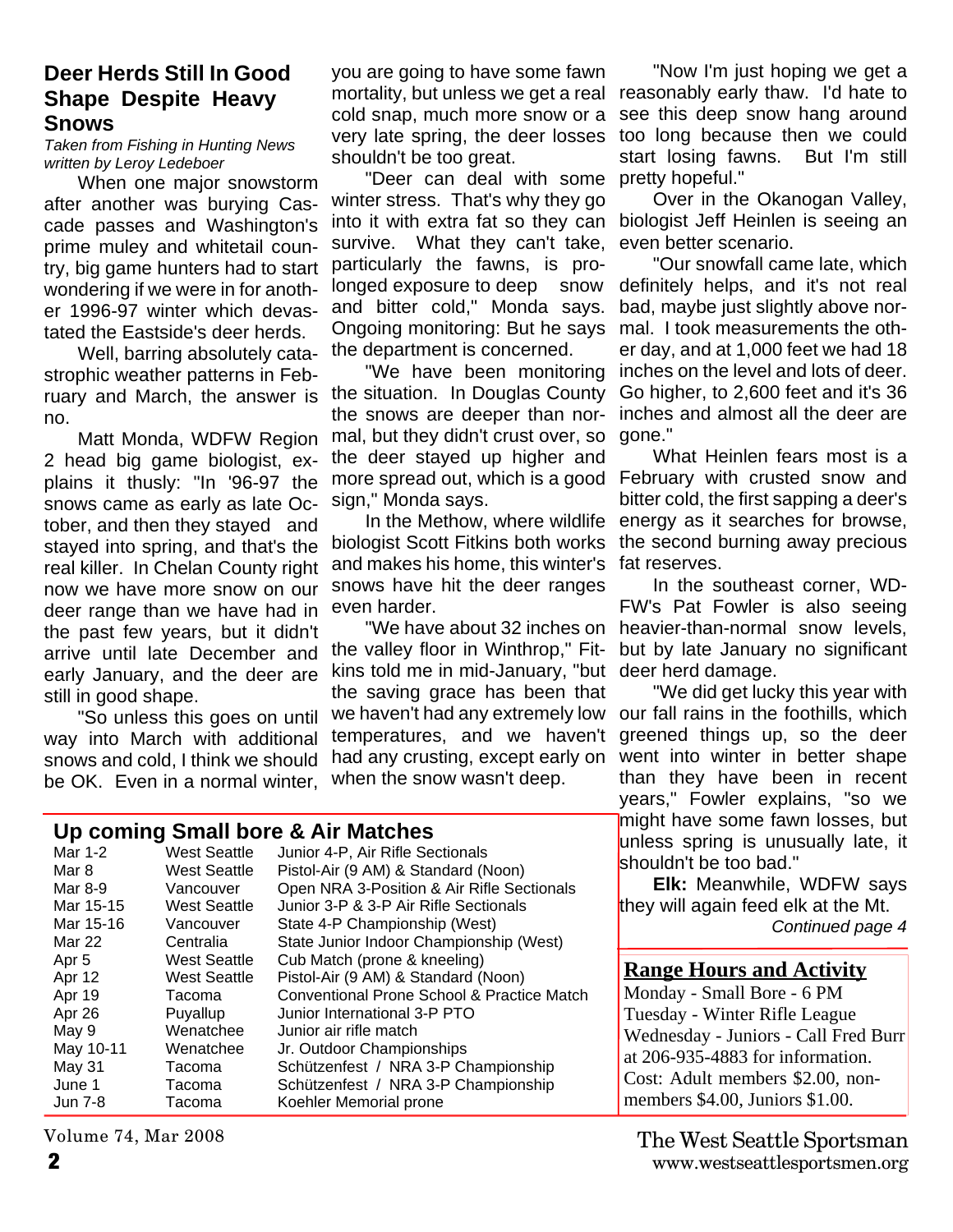## Deer Herds Still In Good Shape Despite Heavy Snows

*Taken from Fishing in Hunting News written by Leroy Ledeboer*

When one major snowstorm after another was burying Cascade passes and Washington's prime muley and whitetail country, big game hunters had to start wondering if we were in for another 1996-97 winter which devastated the Eastside's deer herds.

Well, barring absolutely catastrophic weather patterns in February and March, the answer is no.

Matt Monda, WDFW Region 2 head big game biologist, explains it thusly: "In '96-97 the snows came as early as late October, and then they stayed and stayed into spring, and that's the real killer. In Chelan County right now we have more snow on our deer range than we have had in the past few years, but it didn't arrive until late December and early January, and the deer are still in good shape.

"So unless this goes on until way into March with additional snows and cold, I think we should be OK. Even in a normal winter, you are going to have some fawn mortality, but unless we get a real cold snap, much more snow or a very late spring, the deer losses shouldn't be too great.

"Deer can deal with some winter stress. That's why they go into it with extra fat so they can survive. What they can't take, particularly the fawns, is prolonged exposure to deep snow and bitter cold," Monda says. Ongoing monitoring: But he says the department is concerned.

"We have been monitoring the situation. In Douglas County the snows are deeper than normal, but they didn't crust over, so the deer stayed up higher and more spread out, which is a good sign," Monda says.

In the Methow, where wildlife biologist Scott Fitkins both works and makes his home, this winter's snows have hit the deer ranges even harder.

"We have about 32 inches on the valley floor in Winthrop," Fitkins told me in mid-January, "but the saving grace has been that we haven't had any extremely low temperatures, and we haven't had any crusting, except early on when the snow wasn't deep.

"Now I'm just hoping we get a reasonably early thaw. I'd hate to see this deep snow hang around too long because then we could start losing fawns. But I'm still pretty hopeful."

Over in the Okanogan Valley, biologist Jeff Heinlen is seeing an even better scenario.

"Our snowfall came late, which definitely helps, and it's not real bad, maybe just slightly above normal. I took measurements the other day, and at 1,000 feet we had 18 inches on the level and lots of deer. Go higher, to 2,600 feet and it's 36 inches and almost all the deer are gone."

What Heinlen fears most is a February with crusted snow and bitter cold, the first sapping a deer's energy as it searches for browse, the second burning away precious fat reserves.

In the southeast corner, WDFW's Pat Fowler is also seeing heavier-than-normal snow levels, but by late January no significant deer herd damage.

"We did get lucky this year with our fall rains in the foothills, which greened things up, so the deer went into winter in better shape than they have been in recent years," Fowler explains, "so we might have some fawn losses, but unless spring is unusually late, it shouldn't be too bad."

**Elk:** Meanwhile, WDFW says they will again feed elk at the Mt.

*Continued page 4*

## Up coming Small bore & Air Matches

| Date | Location | Match |
|---|---|---|
| Mar 1-2 | West Seattle | Junior 4-P, Air Rifle Sectionals |
| Mar 8 | West Seattle | Pistol-Air (9 AM) & Standard (Noon) |
| Mar 8-9 | Vancouver | Open NRA 3-Position & Air Rifle Sectionals |
| Mar 15-15 | West Seattle | Junior 3-P & 3-P Air Rifle Sectionals |
| Mar 15-16 | Vancouver | State 4-P Championship (West) |
| Mar 22 | Centralia | State Junior Indoor Championship (West) |
| Apr 5 | West Seattle | Cub Match (prone & kneeling) |
| Apr 12 | West Seattle | Pistol-Air (9 AM) & Standard (Noon) |
| Apr 19 | Tacoma | Conventional Prone School & Practice Match |
| Apr 26 | Puyallup | Junior International 3-P PTO |
| May 9 | Wenatchee | Junior air rifle match |
| May 10-11 | Wenatchee | Jr. Outdoor Championships |
| May 31 | Tacoma | Schützenfest / NRA 3-P Championship |
| June 1 | Tacoma | Schützenfest / NRA 3-P Championship |
| Jun 7-8 | Tacoma | Koehler Memorial prone |

## Range Hours and Activity

Monday - Small Bore - 6 PM
Tuesday - Winter Rifle League
Wednesday - Juniors - Call Fred Burr at 206-935-4883 for information.
Cost: Adult members $2.00, non-members $4.00, Juniors $1.00.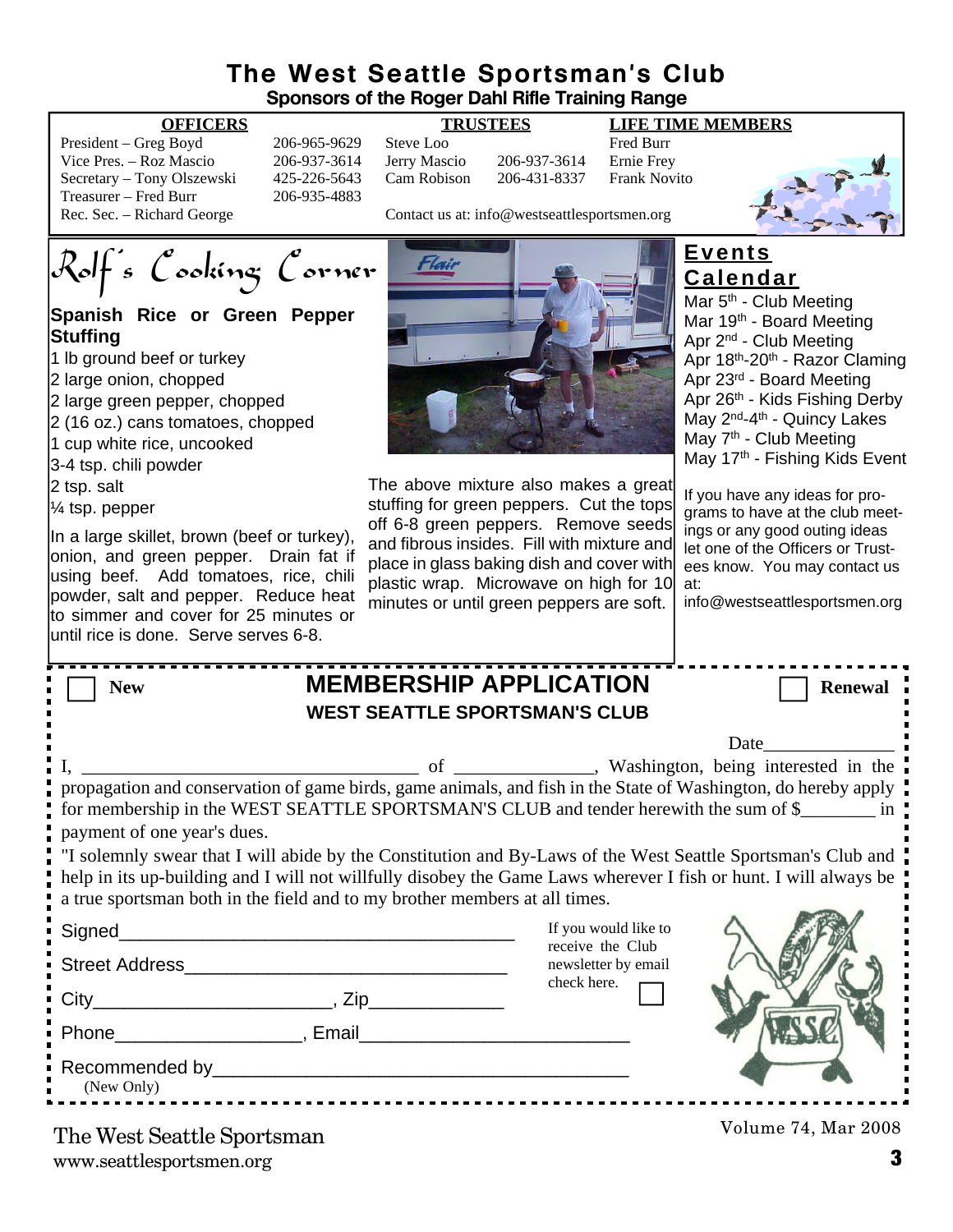# The West Seattle Sportsman's Club

**Sponsors of the Roger Dahl Rifle Training Range**

| OFFICERS | | TRUSTEES | | LIFE TIME MEMBERS |
|---|---|---|---|---|
| President – Greg Boyd | 206-965-9629 | Steve Loo | | Fred Burr |
| Vice Pres. – Roz Mascio | 206-937-3614 | Jerry Mascio | 206-937-3614 | Ernie Frey |
| Secretary – Tony Olszewski | 425-226-5643 | Cam Robison | 206-431-8337 | Frank Novito |
| Treasurer – Fred Burr | 206-935-4883 | | | |
| Rec. Sec. – Richard George | | | | |

Contact us at: info@westseattlesportsmen.org

## Rolf's Cooking Corner

### Spanish Rice or Green Pepper Stuffing

- 1 lb ground beef or turkey
- 2 large onion, chopped
- 2 large green pepper, chopped
- 2 (16 oz.) cans tomatoes, chopped
- 1 cup white rice, uncooked
- 3-4 tsp. chili powder
- 2 tsp. salt
- ¼ tsp. pepper

In a large skillet, brown (beef or turkey), onion, and green pepper. Drain fat if using beef. Add tomatoes, rice, chili powder, salt and pepper. Reduce heat to simmer and cover for 25 minutes or until rice is done. Serve serves 6-8.

The above mixture also makes a great stuffing for green peppers. Cut the tops off 6-8 green peppers. Remove seeds and fibrous insides. Fill with mixture and place in glass baking dish and cover with plastic wrap. Microwave on high for 10 minutes or until green peppers are soft.

## Events Calendar

- Mar 5th - Club Meeting
- Mar 19th - Board Meeting
- Apr 2nd - Club Meeting
- Apr 18th-20th - Razor Claming
- Apr 23rd - Board Meeting
- Apr 26th - Kids Fishing Derby
- May 2nd-4th - Quincy Lakes
- May 7th - Club Meeting
- May 17th - Fishing Kids Event

If you have any ideas for programs to have at the club meetings or any good outing ideas let one of the Officers or Trustees know. You may contact us at: info@westseattlesportsmen.org

---

☐ **New** ☐ **Renewal**

## MEMBERSHIP APPLICATION

### WEST SEATTLE SPORTSMAN'S CLUB

Date______________

I, ____________________________________ of _______________, Washington, being interested in the propagation and conservation of game birds, game animals, and fish in the State of Washington, do hereby apply for membership in the WEST SEATTLE SPORTSMAN'S CLUB and tender herewith the sum of $________ in payment of one year's dues.

"I solemnly swear that I will abide by the Constitution and By-Laws of the West Seattle Sportsman's Club and help in its up-building and I will not willfully disobey the Game Laws wherever I fish or hunt. I will always be a true sportsman both in the field and to my brother members at all times.

Signed_______________________________________

Street Address________________________________

City_______________________, Zip_____________

Phone__________________, Email_________________________

Recommended by________________________________________
(New Only)

If you would like to receive the Club newsletter by email check here. ☐

The West Seattle Sportsman
www.seattlesportsmen.org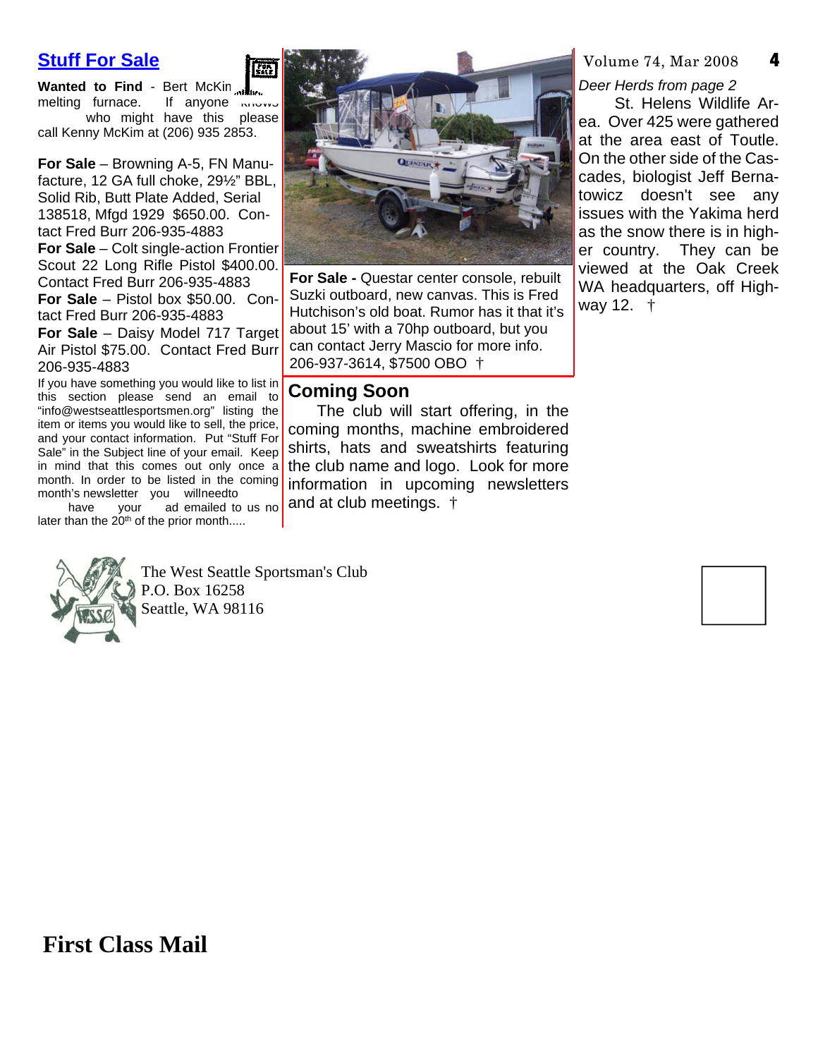## Stuff For Sale

**Wanted to Find** - Bert McKim melting furnace. If anyone knows who might have this please call Kenny McKim at (206) 935 2853.

**For Sale** – Browning A-5, FN Manufacture, 12 GA full choke, 29½" BBL, Solid Rib, Butt Plate Added, Serial 138518, Mfgd 1929 $650.00. Contact Fred Burr 206-935-4883

**For Sale** – Colt single-action Frontier Scout 22 Long Rifle Pistol $400.00. Contact Fred Burr 206-935-4883

**For Sale** – Pistol box $50.00. Contact Fred Burr 206-935-4883

**For Sale** – Daisy Model 717 Target Air Pistol $75.00. Contact Fred Burr 206-935-4883

If you have something you would like to list in this section please send an email to "info@westseattlesportsmen.org" listing the item or items you would like to sell, the price, and your contact information. Put "Stuff For Sale" in the Subject line of your email. Keep in mind that this comes out only once a month. In order to be listed in the coming month's newsletter you will need to have your ad emailed to us no later than the 20th of the prior month.....

**For Sale -** Questar center console, rebuilt Suzki outboard, new canvas. This is Fred Hutchison's old boat. Rumor has it that it's about 15' with a 70hp outboard, but you can contact Jerry Mascio for more info. 206-937-3614, $7500 OBO †

### Coming Soon

The club will start offering, in the coming months, machine embroidered shirts, hats and sweatshirts featuring the club name and logo. Look for more information in upcoming newsletters and at club meetings. †

*Deer Herds from page 2*

St. Helens Wildlife Area. Over 425 were gathered at the area east of Toutle. On the other side of the Cascades, biologist Jeff Bernatowicz doesn't see any issues with the Yakima herd as the snow there is in higher country. They can be viewed at the Oak Creek WA headquarters, off Highway 12. †

The West Seattle Sportsman's Club
P.O. Box 16258
Seattle, WA 98116

**First Class Mail**